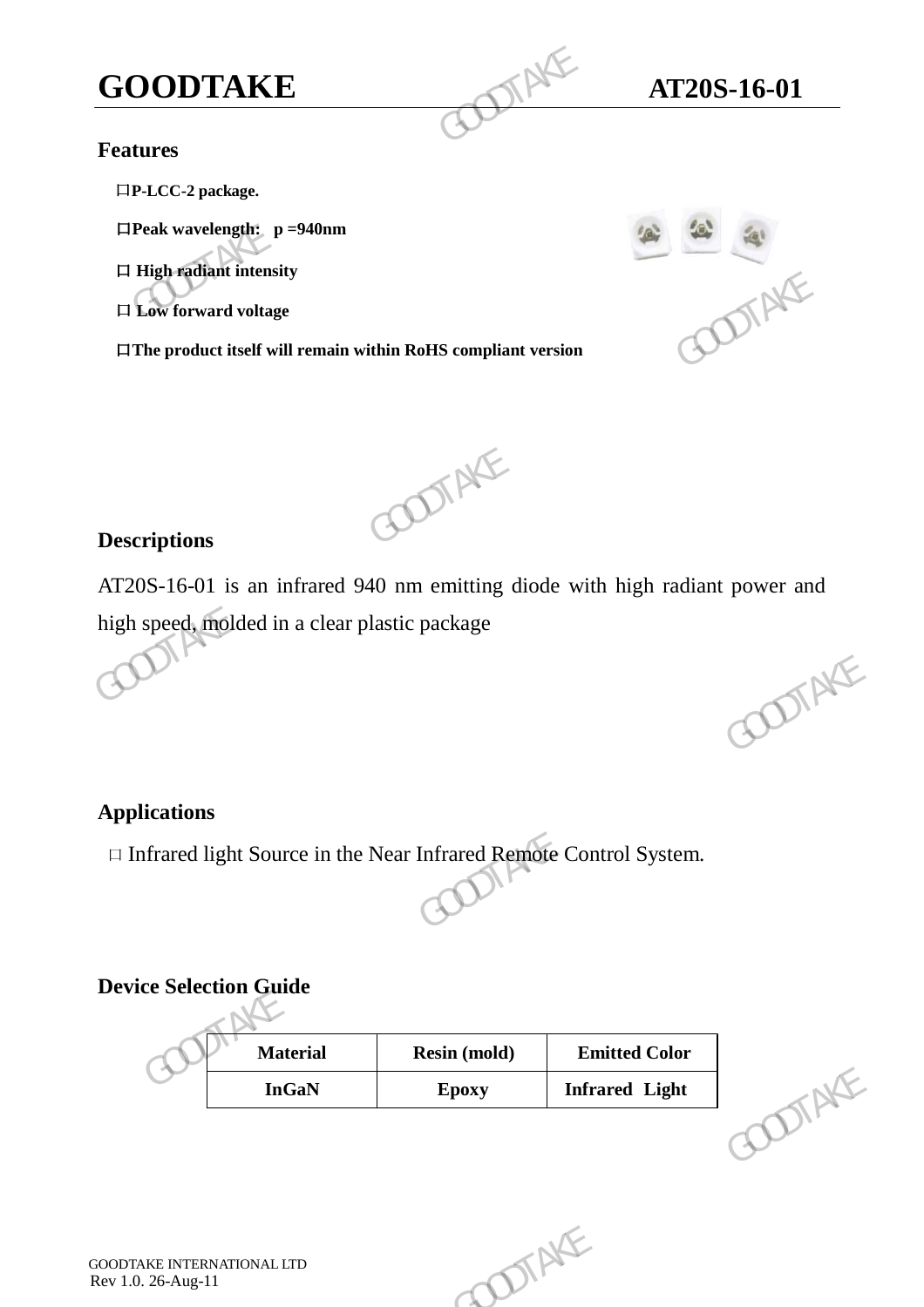# GOODTAKE AT20S-16-01

## Features

- P-LCC-2 package.
- Peak wavelength: p =940nm
- High radiant intensity
- Low forward voltage
- The product itself will remain within RoHS compliant version

## Descriptions

AT20S-16-01 is an infrared 940 nm emitting diode with high radiant power and high speed, molded in a clear plastic package

## Applications

- Infrared light Source in the Near Infrared Remote Control System.

## Device Selection Guide

| Material | Resin (mold) | Emitted Color |
|---|---|---|
| InGaN | Epoxy | Infrared Light |

GOODTAKE INTERNATIONAL LTD
Rev 1.0. 26-Aug-11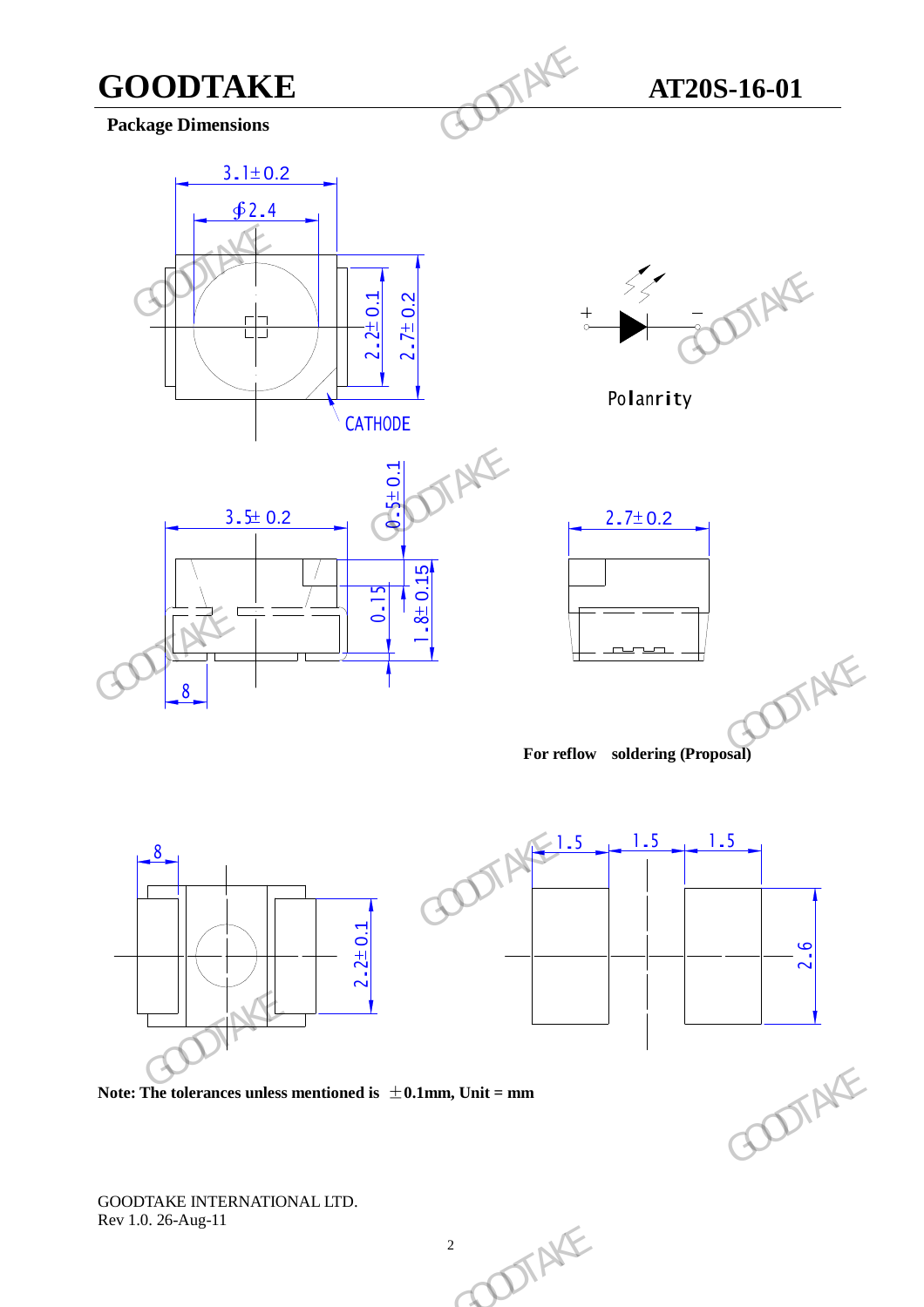## Package Dimensions

3.1±0.2

∮2.4

2.2±0.1

2.7±0.2

CATHODE

Polanrity

3.5± 0.2

0.5± 0.1

0.15

1.8± 0.15

8

2.7±0.2

For reflow soldering (Proposal)

8

2.2±0.1

1.5 1.5 1.5

2.6

**Note: The tolerances unless mentioned is ±0.1mm, Unit = mm**

GOODTAKE INTERNATIONAL LTD.
Rev 1.0. 26-Aug-11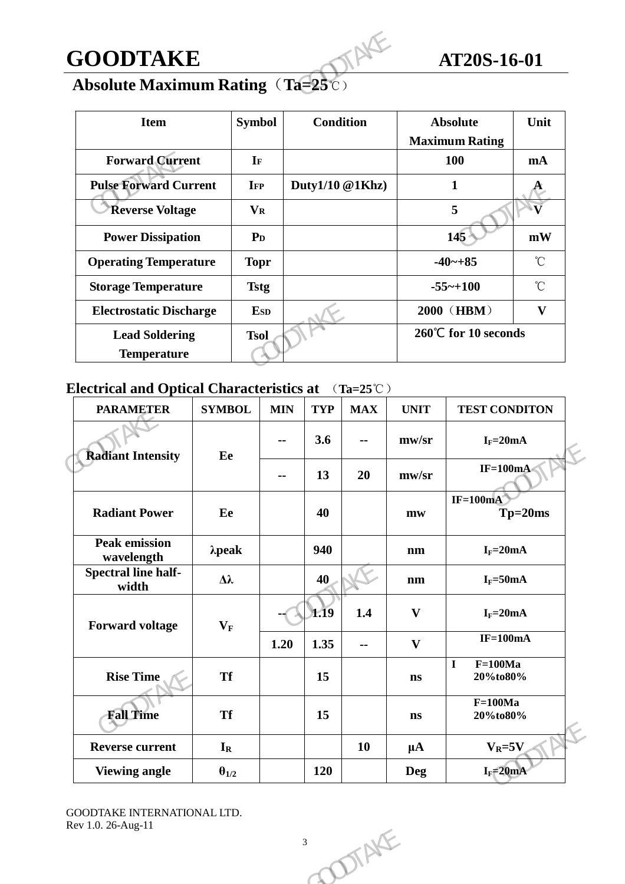## Absolute Maximum Rating（Ta=25℃）

| Item | Symbol | Condition | Absolute Maximum Rating | Unit |
|---|---|---|---|---|
| Forward Current | $I_F$ | | 100 | mA |
| Pulse Forward Current | $I_{FP}$ | Duty1/10 @1Khz) | 1 | A |
| Reverse Voltage | $V_R$ | | 5 | V |
| Power Dissipation | $P_D$ | | 145 | mW |
| Operating Temperature | Topr | | -40~+85 | ℃ |
| Storage Temperature | Tstg | | -55~+100 | ℃ |
| Electrostatic Discharge | $E_{SD}$ | | 2000（HBM） | V |
| Lead Soldering Temperature | Tsol | | 260℃ for 10 seconds | |

## Electrical and Optical Characteristics at （Ta=25℃）

| PARAMETER | SYMBOL | MIN | TYP | MAX | UNIT | TEST CONDITON |
|---|---|---|---|---|---|---|
| Radiant Intensity | Ee | -- | 3.6 | -- | mw/sr | $I_F$=20mA |
| | | -- | 13 | 20 | mw/sr | IF=100mA |
| Radiant Power | Ee | | 40 | | mw | IF=100mA Tp=20ms |
| Peak emission wavelength | λpeak | | 940 | | nm | $I_F$=20mA |
| Spectral line half-width | Δλ | | 40 | | nm | $I_F$=50mA |
| Forward voltage | $V_F$ | -- | 1.19 | 1.4 | V | $I_F$=20mA |
| | | 1.20 | 1.35 | -- | V | IF=100mA |
| Rise Time | Tf | | 15 | | ns | I F=100Ma 20%to80% |
| Fall Time | Tf | | 15 | | ns | F=100Ma 20%to80% |
| Reverse current | $I_R$ | | | 10 | μA | $V_R$=5V |
| Viewing angle | $\theta_{1/2}$ | | 120 | | Deg | $I_F$=20mA |

GOODTAKE INTERNATIONAL LTD.
Rev 1.0. 26-Aug-11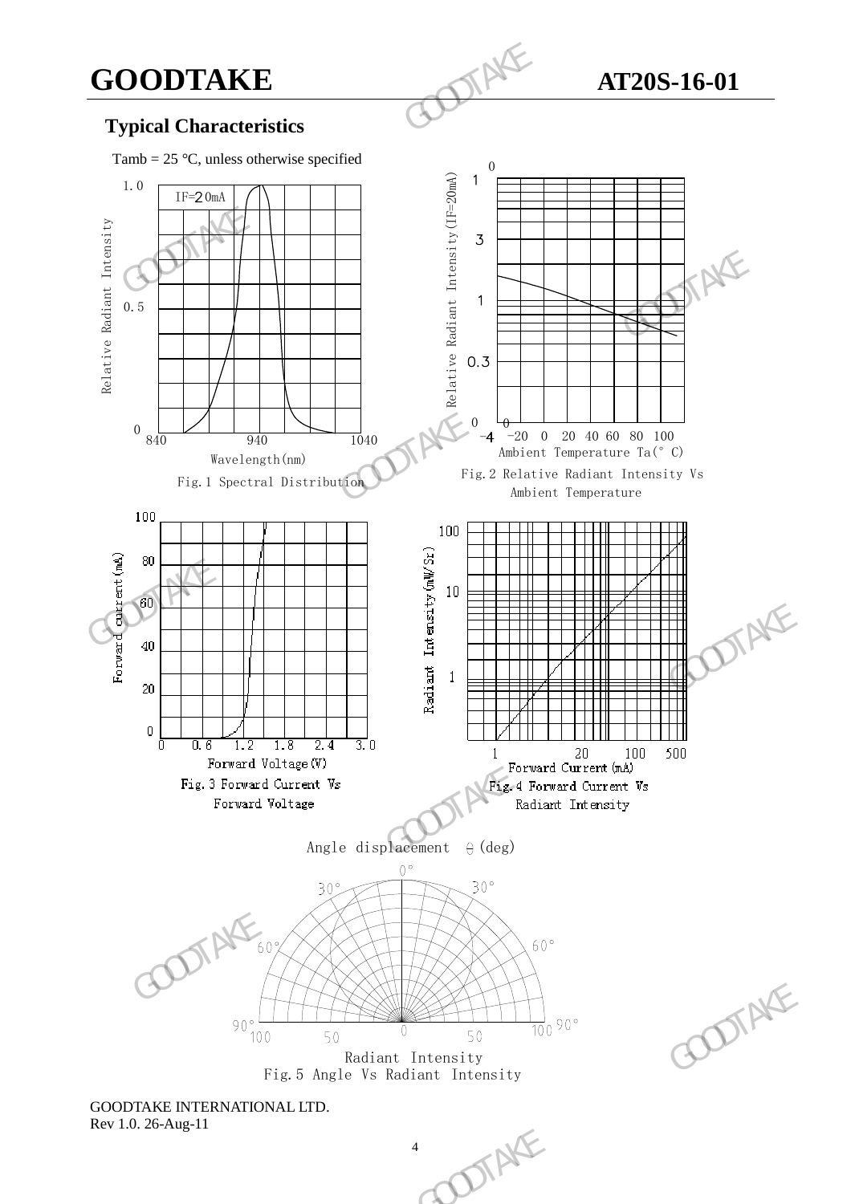## Typical Characteristics

Tamb = 25 °C, unless otherwise specified

Fig.1 Spectral Distribution

Fig.2 Relative Radiant Intensity Vs Ambient Temperature

Fig.3 Forward Current Vs Forward Voltage

Fig.4 Forward Current Vs Radiant Intensity

Fig.5 Angle Vs Radiant Intensity

GOODTAKE INTERNATIONAL LTD.
Rev 1.0. 26-Aug-11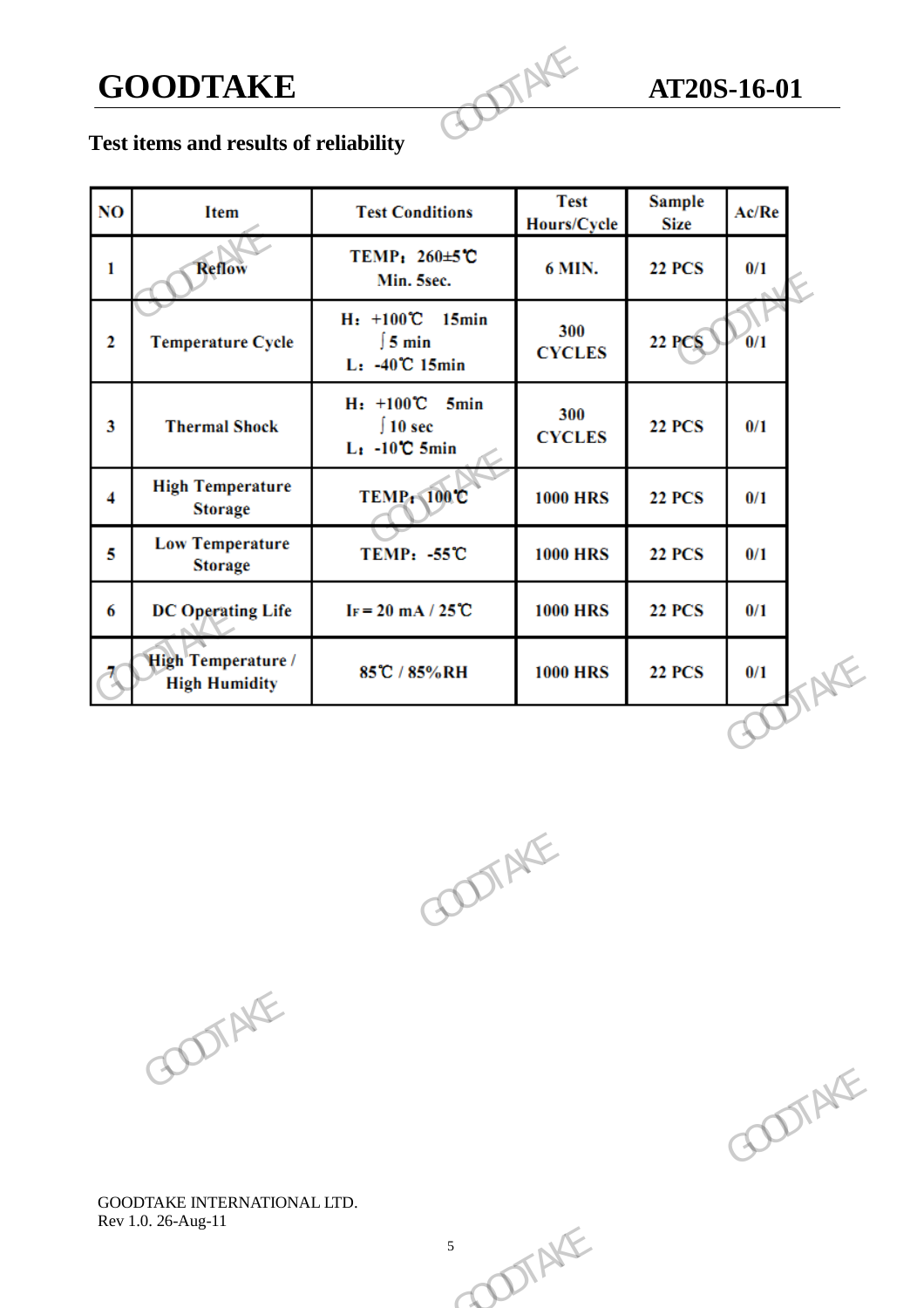## Test items and results of reliability

| NO | Item | Test Conditions | Test Hours/Cycle | Sample Size | Ac/Re |
|---|---|---|---|---|---|
| 1 | Reflow | TEMP：260±5℃ Min. 5sec. | 6 MIN. | 22 PCS | 0/1 |
| 2 | Temperature Cycle | H：+100℃ 15min ∫ 5 min L：-40℃ 15min | 300 CYCLES | 22 PCS | 0/1 |
| 3 | Thermal Shock | H：+100℃ 5min ∫ 10 sec L：-10℃ 5min | 300 CYCLES | 22 PCS | 0/1 |
| 4 | High Temperature Storage | TEMP：100℃ | 1000 HRS | 22 PCS | 0/1 |
| 5 | Low Temperature Storage | TEMP：-55℃ | 1000 HRS | 22 PCS | 0/1 |
| 6 | DC Operating Life | $I_F$ = 20 mA / 25℃ | 1000 HRS | 22 PCS | 0/1 |
| 7 | High Temperature / High Humidity | 85℃ / 85%RH | 1000 HRS | 22 PCS | 0/1 |

GOODTAKE INTERNATIONAL LTD.
Rev 1.0. 26-Aug-11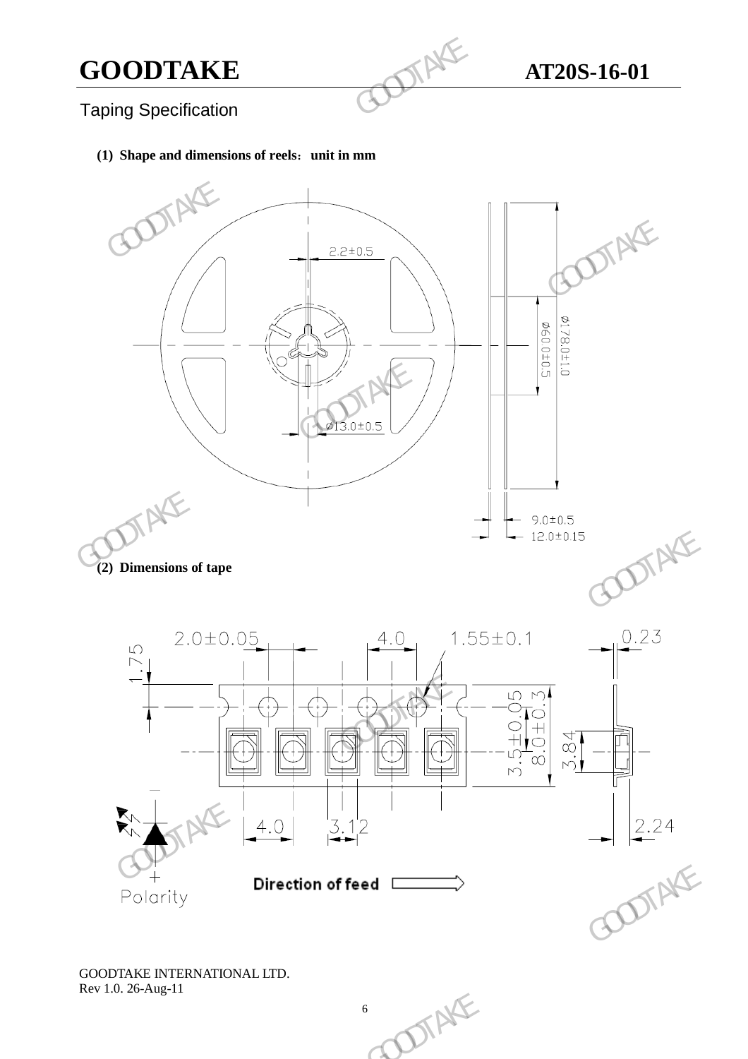## Taping Specification

**(1) Shape and dimensions of reels: unit in mm**

2.2±0.5

Ø60.0±0.5

Ø178.0±1.0

Ø13.0±0.5

9.0±0.5

12.0±0.15

**(2) Dimensions of tape**

2.0±0.05

4.0

1.55±0.1

0.23

1.75

3.5±0.05

8.0±0.3

3.84

4.0

3.12

2.24

Polarity

**Direction of feed**

GOODTAKE INTERNATIONAL LTD.
Rev 1.0. 26-Aug-11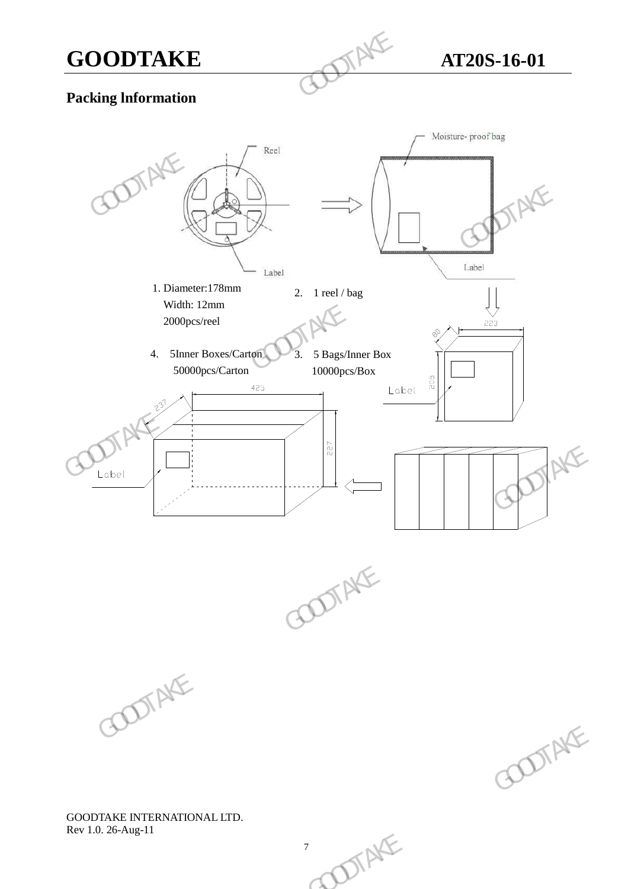## Packing lnformation

Reel

Label

Moisture- proof bag

Label

1. Diameter:178mm
   Width: 12mm
   2000pcs/reel

2. 1 reel / bag

3. 5 Bags/Inner Box
   10000pcs/Box

4. 5Inner Boxes/Carton
   50000pcs/Carton

80

223

205

Label

425

237

227

Label

GOODTAKE INTERNATIONAL LTD.
Rev 1.0. 26-Aug-11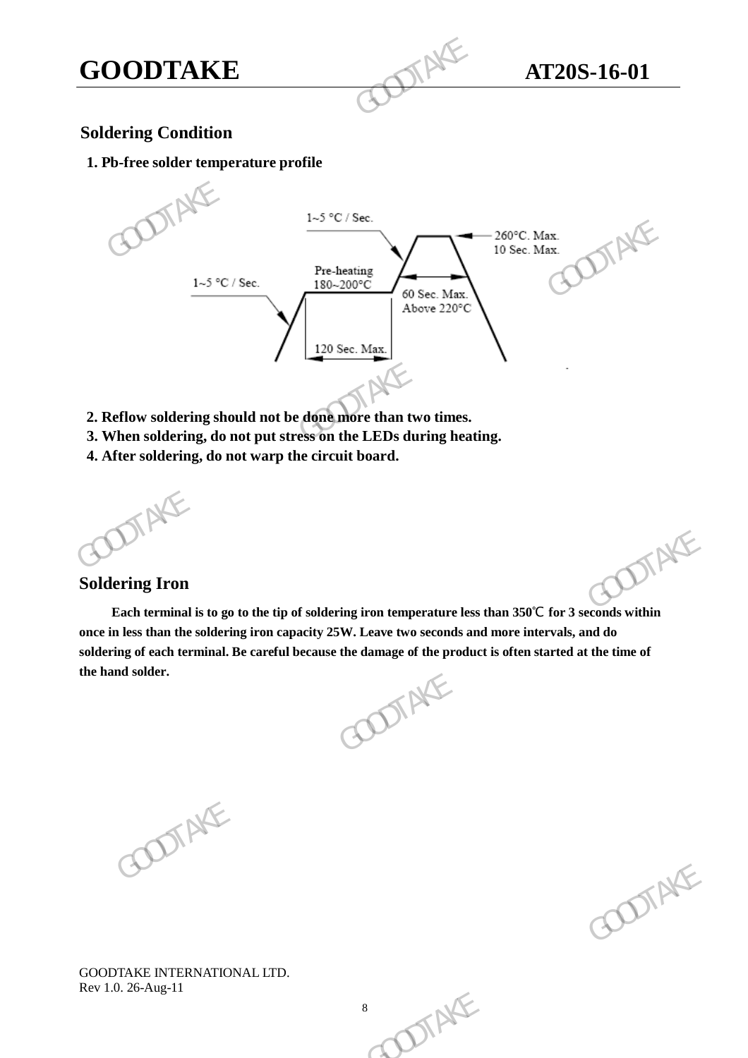## Soldering Condition

**1. Pb-free solder temperature profile**

1~5 °C / Sec.

260°C. Max.
10 Sec. Max.

Pre-heating
180~200°C

1~5 °C / Sec.

60 Sec. Max.
Above 220°C

120 Sec. Max.

**2. Reflow soldering should not be done more than two times.**

**3. When soldering, do not put stress on the LEDs during heating.**

**4. After soldering, do not warp the circuit board.**

## Soldering Iron

**Each terminal is to go to the tip of soldering iron temperature less than 350℃ for 3 seconds within once in less than the soldering iron capacity 25W. Leave two seconds and more intervals, and do soldering of each terminal. Be careful because the damage of the product is often started at the time of the hand solder.**